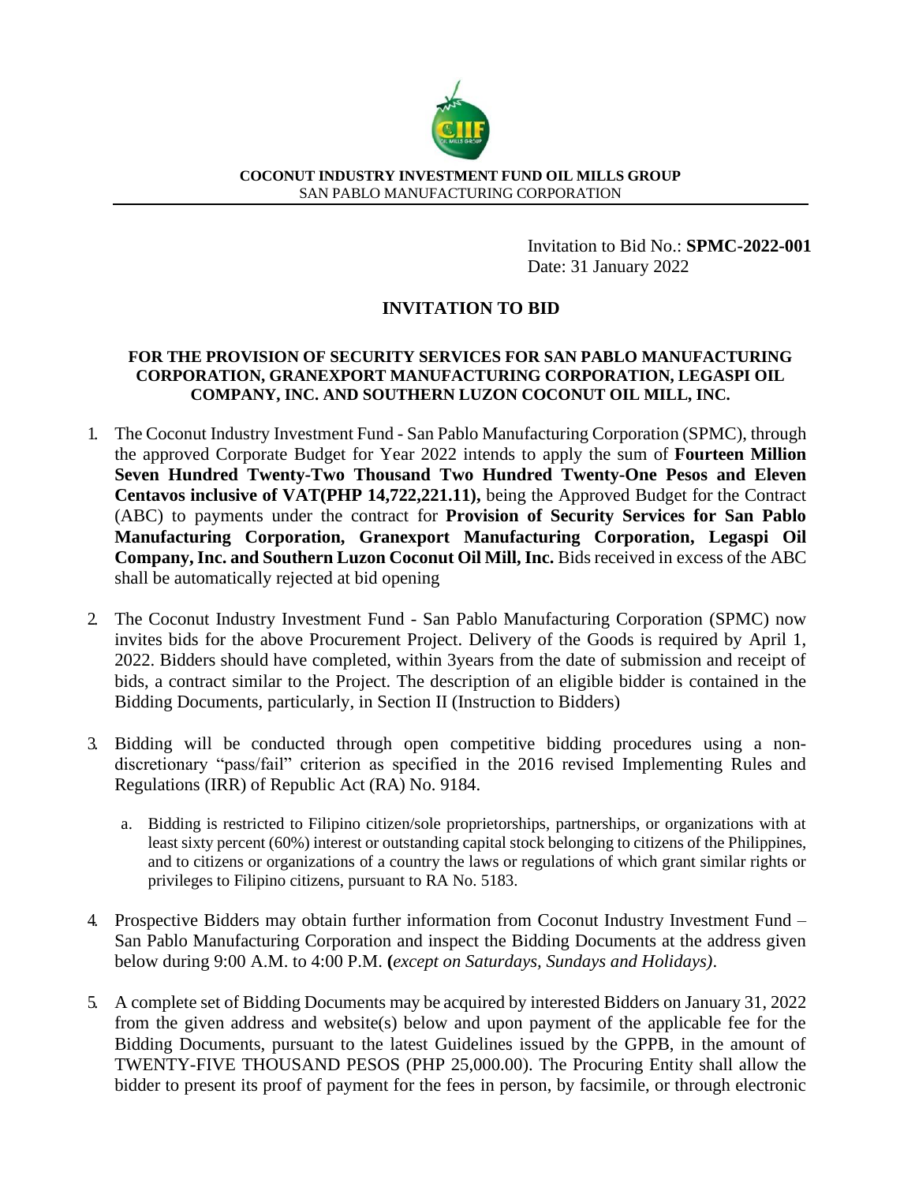**COCONUT INDUSTRY INVESTMENT FUND OIL MILLS GROUP**
SAN PABLO MANUFACTURING CORPORATION

Invitation to Bid No.: **SPMC-2022-001**
Date: 31 January 2022

# INVITATION TO BID

**FOR THE PROVISION OF SECURITY SERVICES FOR SAN PABLO MANUFACTURING CORPORATION, GRANEXPORT MANUFACTURING CORPORATION, LEGASPI OIL COMPANY, INC. AND SOUTHERN LUZON COCONUT OIL MILL, INC.**

1. The Coconut Industry Investment Fund - San Pablo Manufacturing Corporation (SPMC), through the approved Corporate Budget for Year 2022 intends to apply the sum of **Fourteen Million Seven Hundred Twenty-Two Thousand Two Hundred Twenty-One Pesos and Eleven Centavos inclusive of VAT(PHP 14,722,221.11),** being the Approved Budget for the Contract (ABC) to payments under the contract for **Provision of Security Services for San Pablo Manufacturing Corporation, Granexport Manufacturing Corporation, Legaspi Oil Company, Inc. and Southern Luzon Coconut Oil Mill, Inc.** Bids received in excess of the ABC shall be automatically rejected at bid opening

2. The Coconut Industry Investment Fund - San Pablo Manufacturing Corporation (SPMC) now invites bids for the above Procurement Project. Delivery of the Goods is required by April 1, 2022. Bidders should have completed, within 3years from the date of submission and receipt of bids, a contract similar to the Project. The description of an eligible bidder is contained in the Bidding Documents, particularly, in Section II (Instruction to Bidders)

3. Bidding will be conducted through open competitive bidding procedures using a non-discretionary "pass/fail" criterion as specified in the 2016 revised Implementing Rules and Regulations (IRR) of Republic Act (RA) No. 9184.

   a. Bidding is restricted to Filipino citizen/sole proprietorships, partnerships, or organizations with at least sixty percent (60%) interest or outstanding capital stock belonging to citizens of the Philippines, and to citizens or organizations of a country the laws or regulations of which grant similar rights or privileges to Filipino citizens, pursuant to RA No. 5183.

4. Prospective Bidders may obtain further information from Coconut Industry Investment Fund – San Pablo Manufacturing Corporation and inspect the Bidding Documents at the address given below during 9:00 A.M. to 4:00 P.M. **(***except on Saturdays, Sundays and Holidays)*.

5. A complete set of Bidding Documents may be acquired by interested Bidders on January 31, 2022 from the given address and website(s) below and upon payment of the applicable fee for the Bidding Documents, pursuant to the latest Guidelines issued by the GPPB, in the amount of TWENTY-FIVE THOUSAND PESOS (PHP 25,000.00). The Procuring Entity shall allow the bidder to present its proof of payment for the fees in person, by facsimile, or through electronic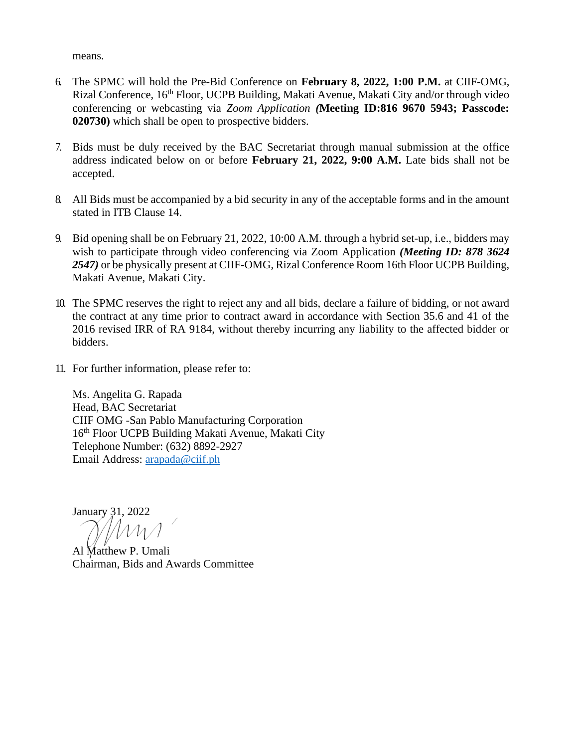means.

6. The SPMC will hold the Pre-Bid Conference on **February 8, 2022, 1:00 P.M.** at CIIF-OMG, Rizal Conference, 16th Floor, UCPB Building, Makati Avenue, Makati City and/or through video conferencing or webcasting via *Zoom Application* **(Meeting ID:816 9670 5943; Passcode: 020730)** which shall be open to prospective bidders.

7. Bids must be duly received by the BAC Secretariat through manual submission at the office address indicated below on or before **February 21, 2022, 9:00 A.M.** Late bids shall not be accepted.

8. All Bids must be accompanied by a bid security in any of the acceptable forms and in the amount stated in ITB Clause 14.

9. Bid opening shall be on February 21, 2022, 10:00 A.M. through a hybrid set-up, i.e., bidders may wish to participate through video conferencing via Zoom Application ***(Meeting ID: 878 3624 2547)*** or be physically present at CIIF-OMG, Rizal Conference Room 16th Floor UCPB Building, Makati Avenue, Makati City.

10. The SPMC reserves the right to reject any and all bids, declare a failure of bidding, or not award the contract at any time prior to contract award in accordance with Section 35.6 and 41 of the 2016 revised IRR of RA 9184, without thereby incurring any liability to the affected bidder or bidders.

11. For further information, please refer to:

    Ms. Angelita G. Rapada
    Head, BAC Secretariat
    CIIF OMG -San Pablo Manufacturing Corporation
    16th Floor UCPB Building Makati Avenue, Makati City
    Telephone Number: (632) 8892-2927
    Email Address: arapada@ciif.ph

January 31, 2022

Al Matthew P. Umali
Chairman, Bids and Awards Committee